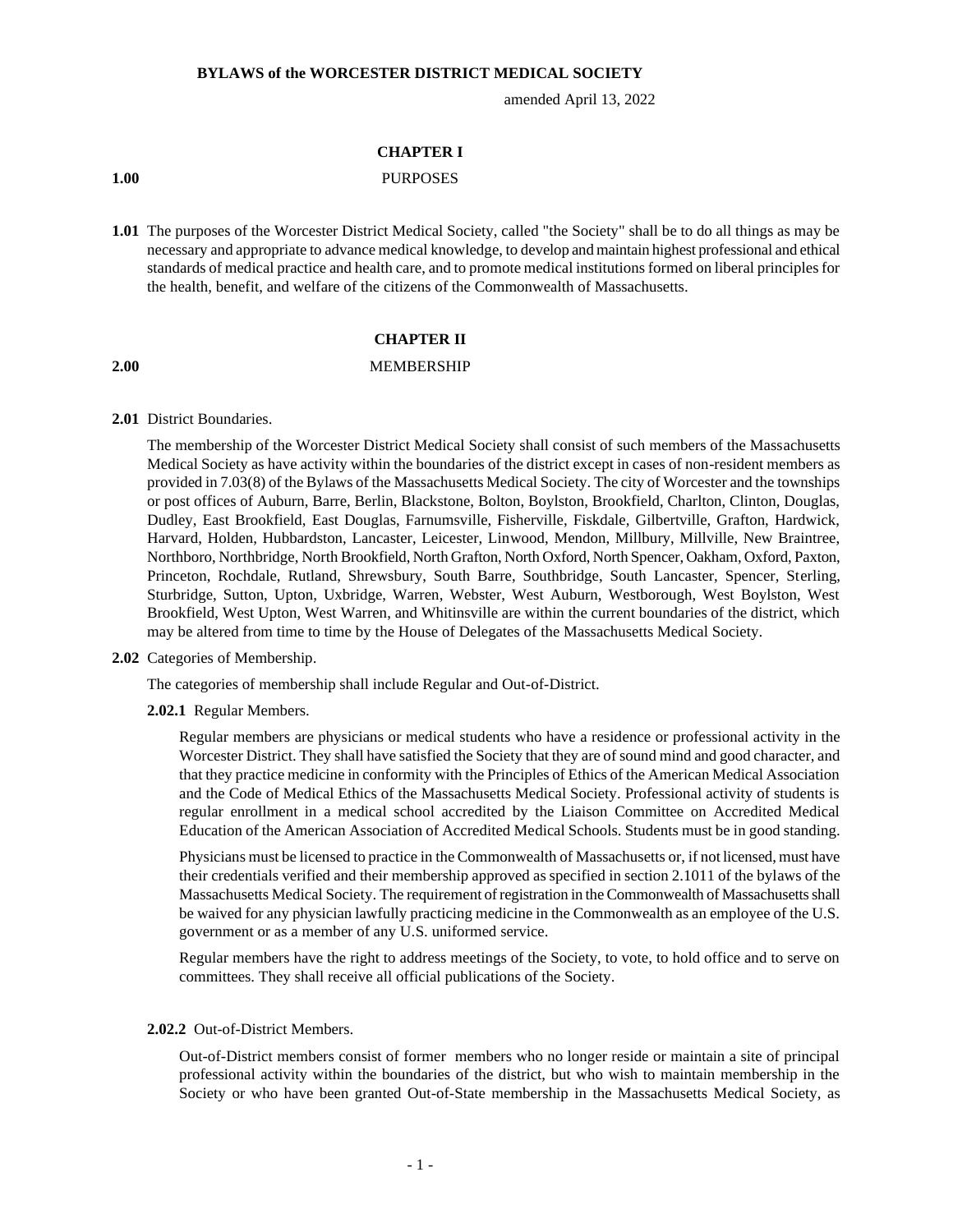# BYLAWS of the WORCESTER DISTRICT MEDICAL SOCIETY

amended April 13, 2022

## CHAPTER I

## 1.00 PURPOSES

**1.01** The purposes of the Worcester District Medical Society, called "the Society" shall be to do all things as may be necessary and appropriate to advance medical knowledge, to develop and maintain highest professional and ethical standards of medical practice and health care, and to promote medical institutions formed on liberal principles for the health, benefit, and welfare of the citizens of the Commonwealth of Massachusetts.

## CHAPTER II

## 2.00 MEMBERSHIP

**2.01** District Boundaries.

The membership of the Worcester District Medical Society shall consist of such members of the Massachusetts Medical Society as have activity within the boundaries of the district except in cases of non-resident members as provided in 7.03(8) of the Bylaws of the Massachusetts Medical Society. The city of Worcester and the townships or post offices of Auburn, Barre, Berlin, Blackstone, Bolton, Boylston, Brookfield, Charlton, Clinton, Douglas, Dudley, East Brookfield, East Douglas, Farnumsville, Fisherville, Fiskdale, Gilbertville, Grafton, Hardwick, Harvard, Holden, Hubbardston, Lancaster, Leicester, Linwood, Mendon, Millbury, Millville, New Braintree, Northboro, Northbridge, North Brookfield, North Grafton, North Oxford, North Spencer, Oakham, Oxford, Paxton, Princeton, Rochdale, Rutland, Shrewsbury, South Barre, Southbridge, South Lancaster, Spencer, Sterling, Sturbridge, Sutton, Upton, Uxbridge, Warren, Webster, West Auburn, Westborough, West Boylston, West Brookfield, West Upton, West Warren, and Whitinsville are within the current boundaries of the district, which may be altered from time to time by the House of Delegates of the Massachusetts Medical Society.

**2.02** Categories of Membership.

The categories of membership shall include Regular and Out-of-District.

**2.02.1** Regular Members.

Regular members are physicians or medical students who have a residence or professional activity in the Worcester District. They shall have satisfied the Society that they are of sound mind and good character, and that they practice medicine in conformity with the Principles of Ethics of the American Medical Association and the Code of Medical Ethics of the Massachusetts Medical Society. Professional activity of students is regular enrollment in a medical school accredited by the Liaison Committee on Accredited Medical Education of the American Association of Accredited Medical Schools. Students must be in good standing.

Physicians must be licensed to practice in the Commonwealth of Massachusetts or, if not licensed, must have their credentials verified and their membership approved as specified in section 2.1011 of the bylaws of the Massachusetts Medical Society. The requirement of registration in the Commonwealth of Massachusetts shall be waived for any physician lawfully practicing medicine in the Commonwealth as an employee of the U.S. government or as a member of any U.S. uniformed service.

Regular members have the right to address meetings of the Society, to vote, to hold office and to serve on committees. They shall receive all official publications of the Society.

**2.02.2** Out-of-District Members.

Out-of-District members consist of former members who no longer reside or maintain a site of principal professional activity within the boundaries of the district, but who wish to maintain membership in the Society or who have been granted Out-of-State membership in the Massachusetts Medical Society, as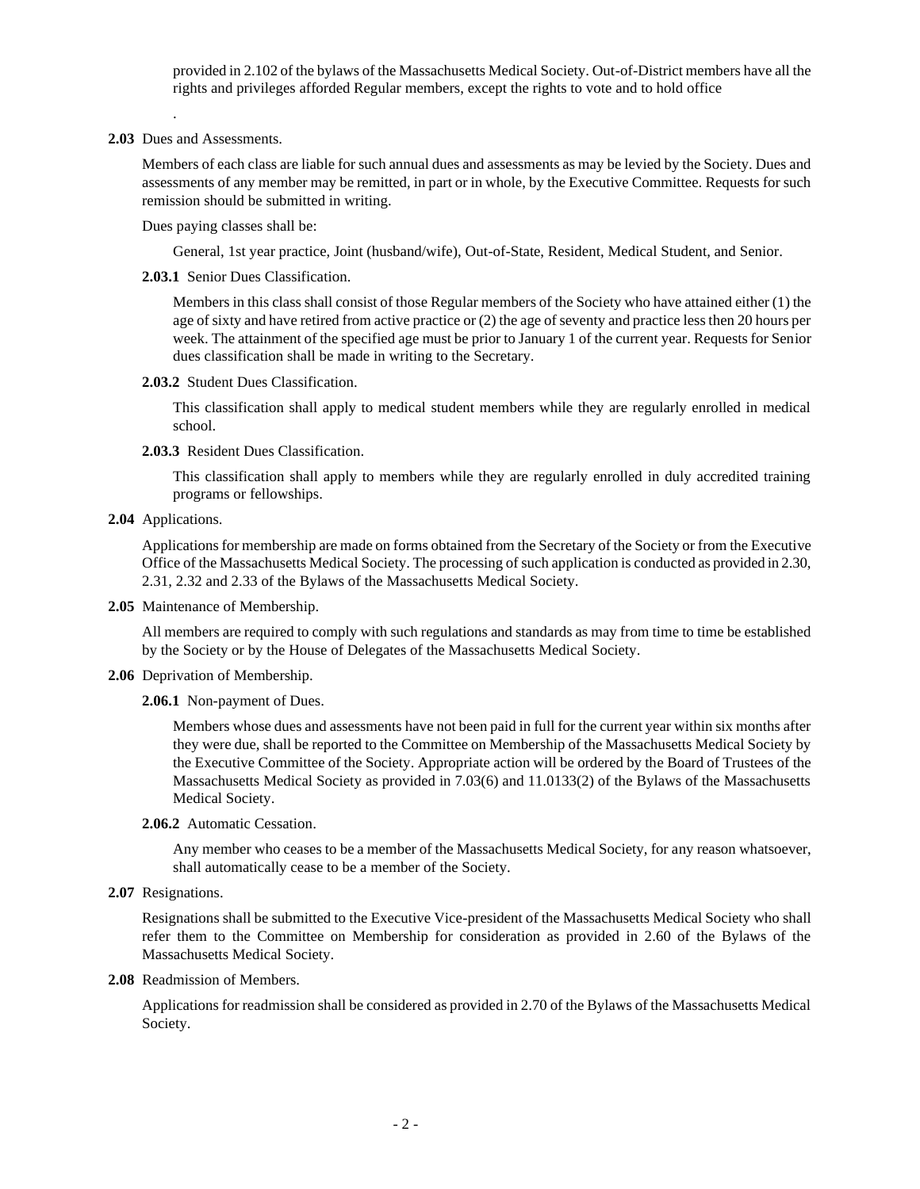provided in 2.102 of the bylaws of the Massachusetts Medical Society. Out-of-District members have all the rights and privileges afforded Regular members, except the rights to vote and to hold office

.

**2.03** Dues and Assessments.

Members of each class are liable for such annual dues and assessments as may be levied by the Society. Dues and assessments of any member may be remitted, in part or in whole, by the Executive Committee. Requests for such remission should be submitted in writing.

Dues paying classes shall be:

General, 1st year practice, Joint (husband/wife), Out-of-State, Resident, Medical Student, and Senior.

**2.03.1** Senior Dues Classification.

Members in this class shall consist of those Regular members of the Society who have attained either (1) the age of sixty and have retired from active practice or (2) the age of seventy and practice less then 20 hours per week. The attainment of the specified age must be prior to January 1 of the current year. Requests for Senior dues classification shall be made in writing to the Secretary.

**2.03.2** Student Dues Classification.

This classification shall apply to medical student members while they are regularly enrolled in medical school.

**2.03.3** Resident Dues Classification.

This classification shall apply to members while they are regularly enrolled in duly accredited training programs or fellowships.

**2.04** Applications.

Applications for membership are made on forms obtained from the Secretary of the Society or from the Executive Office of the Massachusetts Medical Society. The processing of such application is conducted as provided in 2.30, 2.31, 2.32 and 2.33 of the Bylaws of the Massachusetts Medical Society.

**2.05** Maintenance of Membership.

All members are required to comply with such regulations and standards as may from time to time be established by the Society or by the House of Delegates of the Massachusetts Medical Society.

**2.06** Deprivation of Membership.

**2.06.1** Non-payment of Dues.

Members whose dues and assessments have not been paid in full for the current year within six months after they were due, shall be reported to the Committee on Membership of the Massachusetts Medical Society by the Executive Committee of the Society. Appropriate action will be ordered by the Board of Trustees of the Massachusetts Medical Society as provided in 7.03(6) and 11.0133(2) of the Bylaws of the Massachusetts Medical Society.

**2.06.2** Automatic Cessation.

Any member who ceases to be a member of the Massachusetts Medical Society, for any reason whatsoever, shall automatically cease to be a member of the Society.

**2.07** Resignations.

Resignations shall be submitted to the Executive Vice-president of the Massachusetts Medical Society who shall refer them to the Committee on Membership for consideration as provided in 2.60 of the Bylaws of the Massachusetts Medical Society.

**2.08** Readmission of Members.

Applications for readmission shall be considered as provided in 2.70 of the Bylaws of the Massachusetts Medical Society.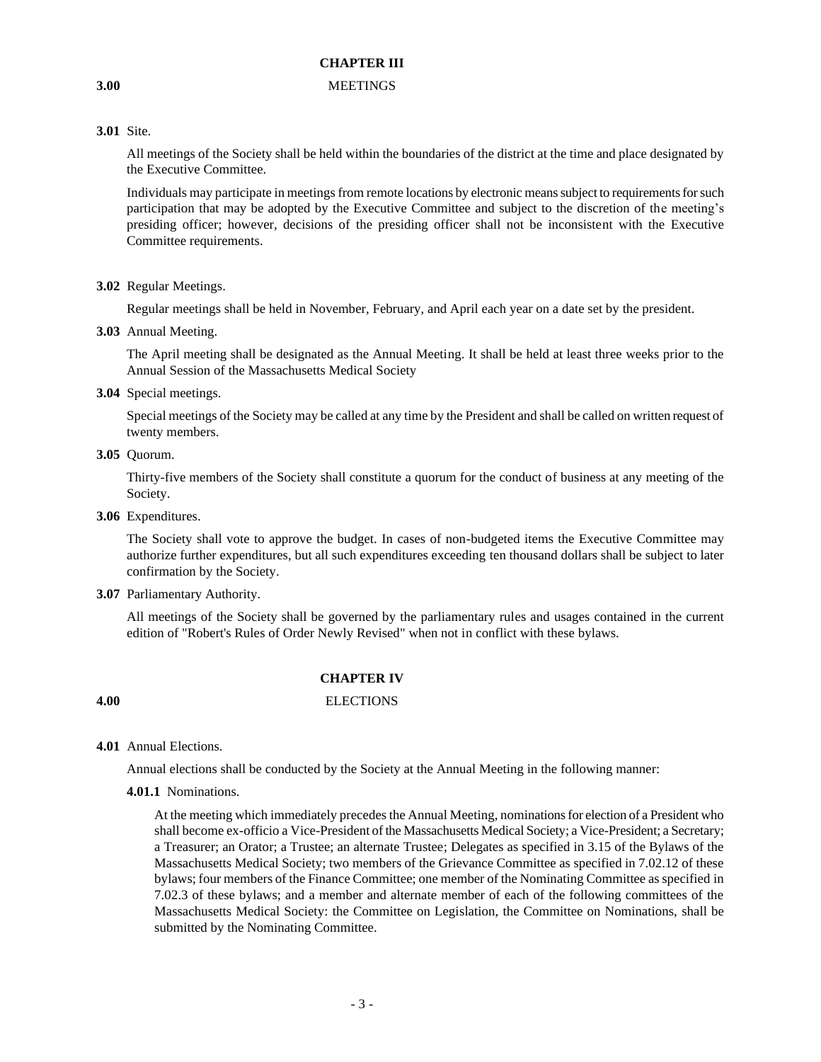## CHAPTER III

**3.00** MEETINGS

**3.01** Site.

All meetings of the Society shall be held within the boundaries of the district at the time and place designated by the Executive Committee.

Individuals may participate in meetings from remote locations by electronic means subject to requirements for such participation that may be adopted by the Executive Committee and subject to the discretion of the meeting's presiding officer; however, decisions of the presiding officer shall not be inconsistent with the Executive Committee requirements.

**3.02** Regular Meetings.

Regular meetings shall be held in November, February, and April each year on a date set by the president.

**3.03** Annual Meeting.

The April meeting shall be designated as the Annual Meeting. It shall be held at least three weeks prior to the Annual Session of the Massachusetts Medical Society

**3.04** Special meetings.

Special meetings of the Society may be called at any time by the President and shall be called on written request of twenty members.

**3.05** Quorum.

Thirty-five members of the Society shall constitute a quorum for the conduct of business at any meeting of the Society.

**3.06** Expenditures.

The Society shall vote to approve the budget. In cases of non-budgeted items the Executive Committee may authorize further expenditures, but all such expenditures exceeding ten thousand dollars shall be subject to later confirmation by the Society.

**3.07** Parliamentary Authority.

All meetings of the Society shall be governed by the parliamentary rules and usages contained in the current edition of "Robert's Rules of Order Newly Revised" when not in conflict with these bylaws.

## CHAPTER IV

**4.00** ELECTIONS

**4.01** Annual Elections.

Annual elections shall be conducted by the Society at the Annual Meeting in the following manner:

**4.01.1** Nominations.

At the meeting which immediately precedes the Annual Meeting, nominations for election of a President who shall become ex-officio a Vice-President of the Massachusetts Medical Society; a Vice-President; a Secretary; a Treasurer; an Orator; a Trustee; an alternate Trustee; Delegates as specified in 3.15 of the Bylaws of the Massachusetts Medical Society; two members of the Grievance Committee as specified in 7.02.12 of these bylaws; four members of the Finance Committee; one member of the Nominating Committee as specified in 7.02.3 of these bylaws; and a member and alternate member of each of the following committees of the Massachusetts Medical Society: the Committee on Legislation, the Committee on Nominations, shall be submitted by the Nominating Committee.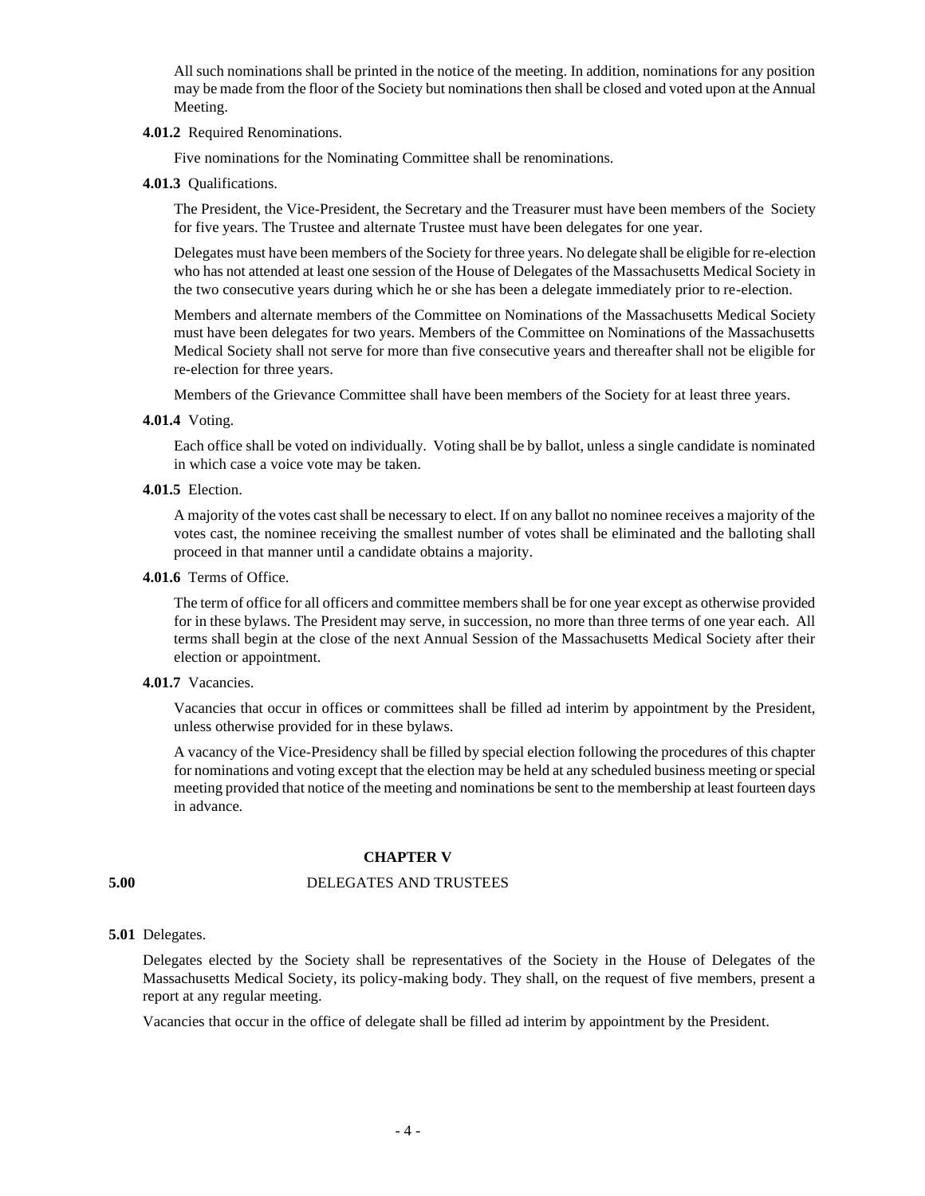All such nominations shall be printed in the notice of the meeting. In addition, nominations for any position may be made from the floor of the Society but nominations then shall be closed and voted upon at the Annual Meeting.

**4.01.2** Required Renominations.

Five nominations for the Nominating Committee shall be renominations.

**4.01.3** Qualifications.

The President, the Vice-President, the Secretary and the Treasurer must have been members of the Society for five years. The Trustee and alternate Trustee must have been delegates for one year.

Delegates must have been members of the Society for three years. No delegate shall be eligible for re-election who has not attended at least one session of the House of Delegates of the Massachusetts Medical Society in the two consecutive years during which he or she has been a delegate immediately prior to re-election.

Members and alternate members of the Committee on Nominations of the Massachusetts Medical Society must have been delegates for two years. Members of the Committee on Nominations of the Massachusetts Medical Society shall not serve for more than five consecutive years and thereafter shall not be eligible for re-election for three years.

Members of the Grievance Committee shall have been members of the Society for at least three years.

**4.01.4** Voting.

Each office shall be voted on individually. Voting shall be by ballot, unless a single candidate is nominated in which case a voice vote may be taken.

**4.01.5** Election.

A majority of the votes cast shall be necessary to elect. If on any ballot no nominee receives a majority of the votes cast, the nominee receiving the smallest number of votes shall be eliminated and the balloting shall proceed in that manner until a candidate obtains a majority.

**4.01.6** Terms of Office.

The term of office for all officers and committee members shall be for one year except as otherwise provided for in these bylaws. The President may serve, in succession, no more than three terms of one year each. All terms shall begin at the close of the next Annual Session of the Massachusetts Medical Society after their election or appointment.

**4.01.7** Vacancies.

Vacancies that occur in offices or committees shall be filled ad interim by appointment by the President, unless otherwise provided for in these bylaws.

A vacancy of the Vice-Presidency shall be filled by special election following the procedures of this chapter for nominations and voting except that the election may be held at any scheduled business meeting or special meeting provided that notice of the meeting and nominations be sent to the membership at least fourteen days in advance.

## CHAPTER V

## 5.00 DELEGATES AND TRUSTEES

**5.01** Delegates.

Delegates elected by the Society shall be representatives of the Society in the House of Delegates of the Massachusetts Medical Society, its policy-making body. They shall, on the request of five members, present a report at any regular meeting.

Vacancies that occur in the office of delegate shall be filled ad interim by appointment by the President.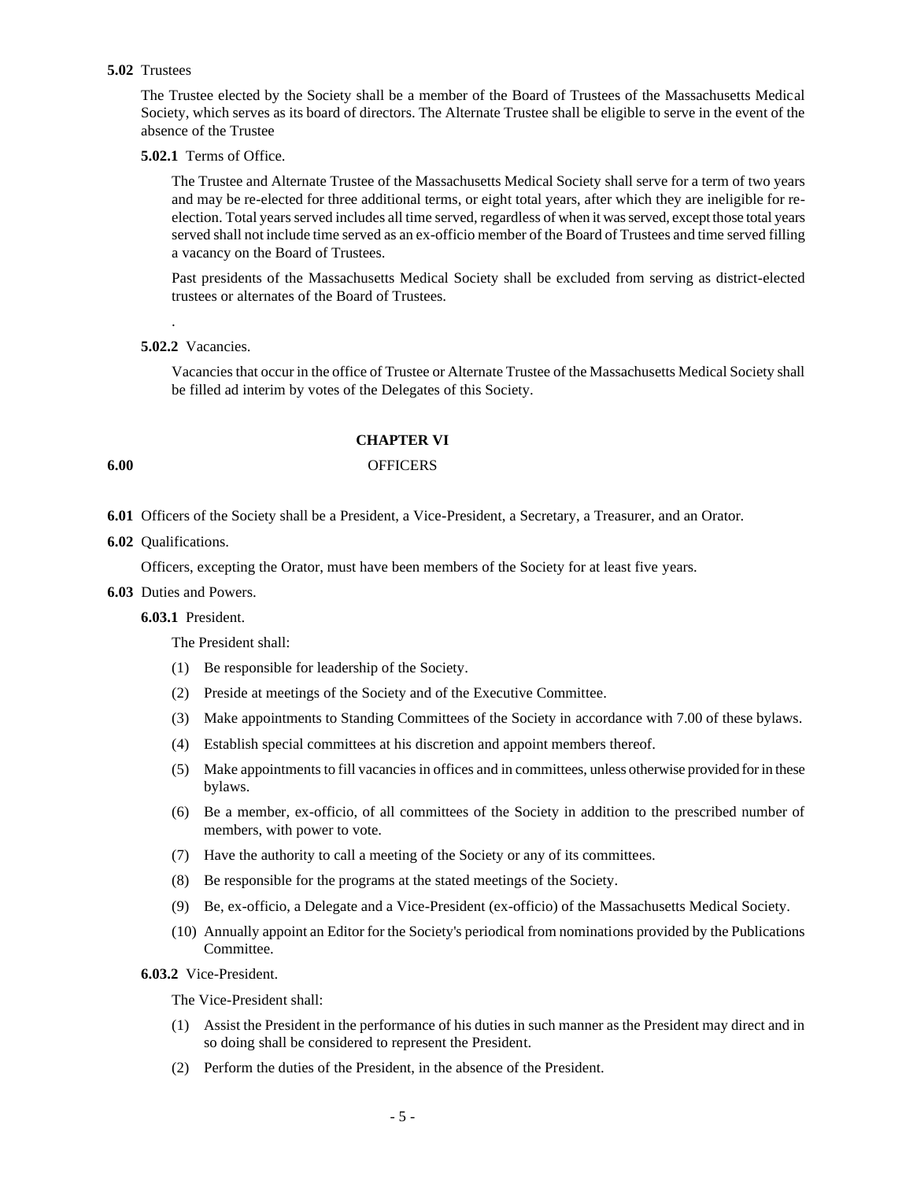**5.02** Trustees

The Trustee elected by the Society shall be a member of the Board of Trustees of the Massachusetts Medical Society, which serves as its board of directors. The Alternate Trustee shall be eligible to serve in the event of the absence of the Trustee

**5.02.1** Terms of Office.

The Trustee and Alternate Trustee of the Massachusetts Medical Society shall serve for a term of two years and may be re-elected for three additional terms, or eight total years, after which they are ineligible for re-election. Total years served includes all time served, regardless of when it was served, except those total years served shall not include time served as an ex-officio member of the Board of Trustees and time served filling a vacancy on the Board of Trustees.

Past presidents of the Massachusetts Medical Society shall be excluded from serving as district-elected trustees or alternates of the Board of Trustees.

.

**5.02.2** Vacancies.

Vacancies that occur in the office of Trustee or Alternate Trustee of the Massachusetts Medical Society shall be filled ad interim by votes of the Delegates of this Society.

## CHAPTER VI

**6.00** OFFICERS

**6.01** Officers of the Society shall be a President, a Vice-President, a Secretary, a Treasurer, and an Orator.

**6.02** Qualifications.

Officers, excepting the Orator, must have been members of the Society for at least five years.

**6.03** Duties and Powers.

**6.03.1** President.

The President shall:

(1) Be responsible for leadership of the Society.

(2) Preside at meetings of the Society and of the Executive Committee.

(3) Make appointments to Standing Committees of the Society in accordance with 7.00 of these bylaws.

(4) Establish special committees at his discretion and appoint members thereof.

(5) Make appointments to fill vacancies in offices and in committees, unless otherwise provided for in these bylaws.

(6) Be a member, ex-officio, of all committees of the Society in addition to the prescribed number of members, with power to vote.

(7) Have the authority to call a meeting of the Society or any of its committees.

(8) Be responsible for the programs at the stated meetings of the Society.

(9) Be, ex-officio, a Delegate and a Vice-President (ex-officio) of the Massachusetts Medical Society.

(10) Annually appoint an Editor for the Society's periodical from nominations provided by the Publications Committee.

**6.03.2** Vice-President.

The Vice-President shall:

(1) Assist the President in the performance of his duties in such manner as the President may direct and in so doing shall be considered to represent the President.

(2) Perform the duties of the President, in the absence of the President.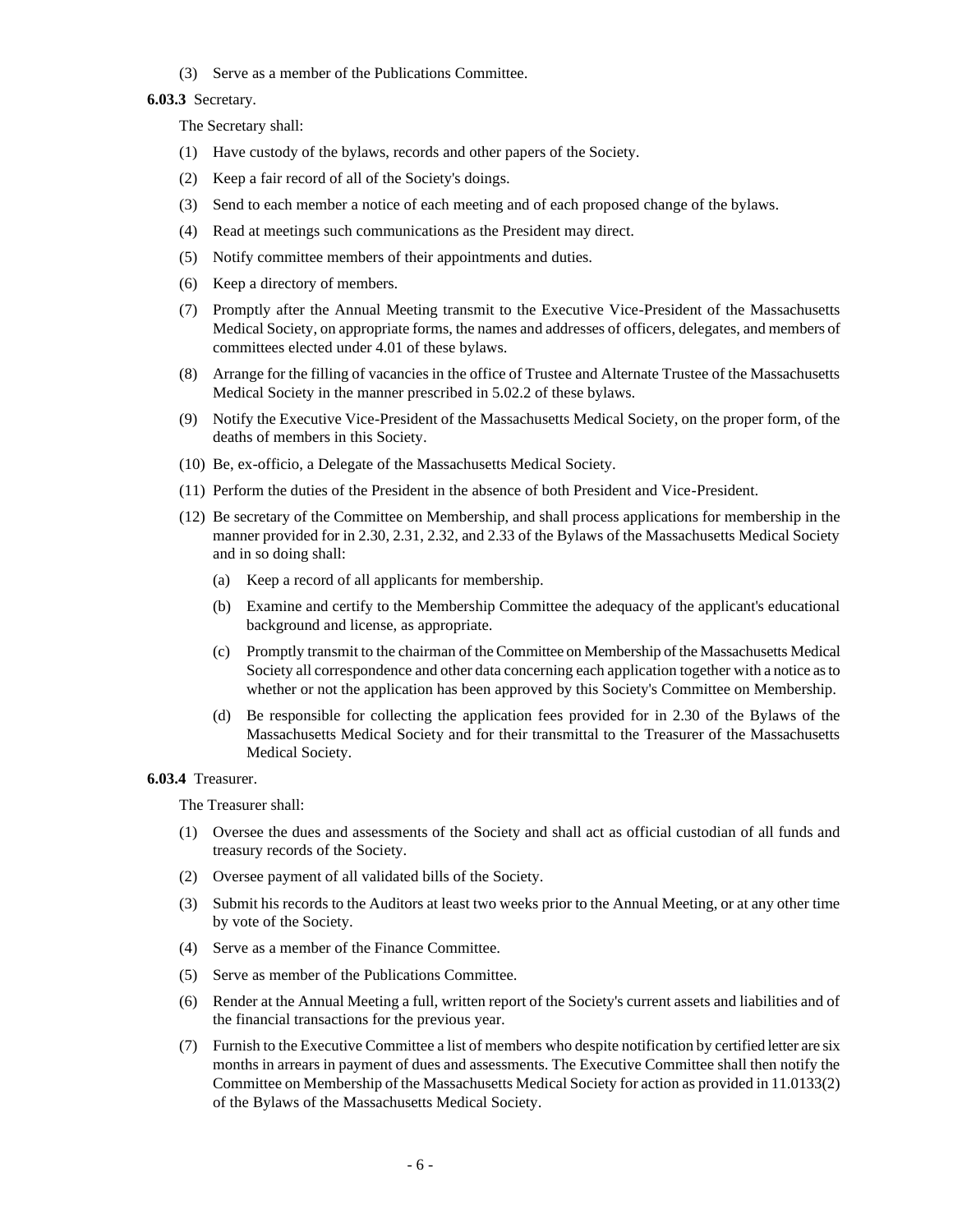(3) Serve as a member of the Publications Committee.

**6.03.3** Secretary.

The Secretary shall:

(1) Have custody of the bylaws, records and other papers of the Society.

(2) Keep a fair record of all of the Society's doings.

(3) Send to each member a notice of each meeting and of each proposed change of the bylaws.

(4) Read at meetings such communications as the President may direct.

(5) Notify committee members of their appointments and duties.

(6) Keep a directory of members.

(7) Promptly after the Annual Meeting transmit to the Executive Vice-President of the Massachusetts Medical Society, on appropriate forms, the names and addresses of officers, delegates, and members of committees elected under 4.01 of these bylaws.

(8) Arrange for the filling of vacancies in the office of Trustee and Alternate Trustee of the Massachusetts Medical Society in the manner prescribed in 5.02.2 of these bylaws.

(9) Notify the Executive Vice-President of the Massachusetts Medical Society, on the proper form, of the deaths of members in this Society.

(10) Be, ex-officio, a Delegate of the Massachusetts Medical Society.

(11) Perform the duties of the President in the absence of both President and Vice-President.

(12) Be secretary of the Committee on Membership, and shall process applications for membership in the manner provided for in 2.30, 2.31, 2.32, and 2.33 of the Bylaws of the Massachusetts Medical Society and in so doing shall:

   (a) Keep a record of all applicants for membership.

   (b) Examine and certify to the Membership Committee the adequacy of the applicant's educational background and license, as appropriate.

   (c) Promptly transmit to the chairman of the Committee on Membership of the Massachusetts Medical Society all correspondence and other data concerning each application together with a notice as to whether or not the application has been approved by this Society's Committee on Membership.

   (d) Be responsible for collecting the application fees provided for in 2.30 of the Bylaws of the Massachusetts Medical Society and for their transmittal to the Treasurer of the Massachusetts Medical Society.

**6.03.4** Treasurer.

The Treasurer shall:

(1) Oversee the dues and assessments of the Society and shall act as official custodian of all funds and treasury records of the Society.

(2) Oversee payment of all validated bills of the Society.

(3) Submit his records to the Auditors at least two weeks prior to the Annual Meeting, or at any other time by vote of the Society.

(4) Serve as a member of the Finance Committee.

(5) Serve as member of the Publications Committee.

(6) Render at the Annual Meeting a full, written report of the Society's current assets and liabilities and of the financial transactions for the previous year.

(7) Furnish to the Executive Committee a list of members who despite notification by certified letter are six months in arrears in payment of dues and assessments. The Executive Committee shall then notify the Committee on Membership of the Massachusetts Medical Society for action as provided in 11.0133(2) of the Bylaws of the Massachusetts Medical Society.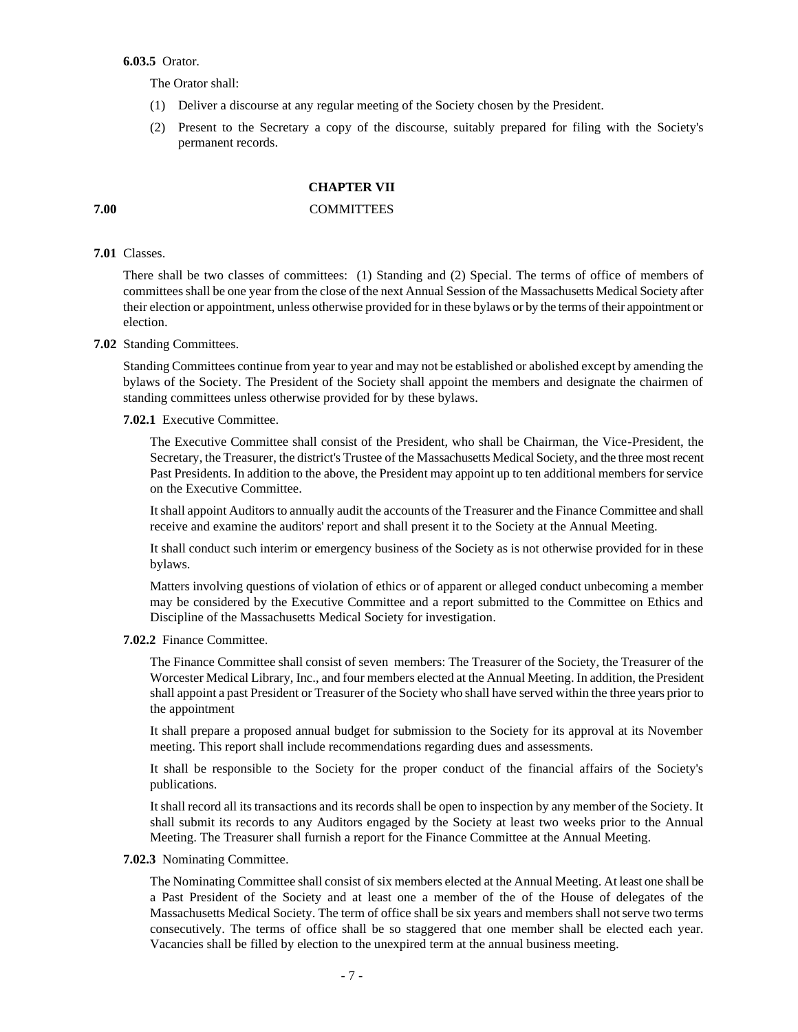**6.03.5** Orator.

The Orator shall:

(1) Deliver a discourse at any regular meeting of the Society chosen by the President.

(2) Present to the Secretary a copy of the discourse, suitably prepared for filing with the Society's permanent records.

## CHAPTER VII

## 7.00 COMMITTEES

**7.01** Classes.

There shall be two classes of committees: (1) Standing and (2) Special. The terms of office of members of committees shall be one year from the close of the next Annual Session of the Massachusetts Medical Society after their election or appointment, unless otherwise provided for in these bylaws or by the terms of their appointment or election.

**7.02** Standing Committees.

Standing Committees continue from year to year and may not be established or abolished except by amending the bylaws of the Society. The President of the Society shall appoint the members and designate the chairmen of standing committees unless otherwise provided for by these bylaws.

**7.02.1** Executive Committee.

The Executive Committee shall consist of the President, who shall be Chairman, the Vice-President, the Secretary, the Treasurer, the district's Trustee of the Massachusetts Medical Society, and the three most recent Past Presidents. In addition to the above, the President may appoint up to ten additional members for service on the Executive Committee.

It shall appoint Auditors to annually audit the accounts of the Treasurer and the Finance Committee and shall receive and examine the auditors' report and shall present it to the Society at the Annual Meeting.

It shall conduct such interim or emergency business of the Society as is not otherwise provided for in these bylaws.

Matters involving questions of violation of ethics or of apparent or alleged conduct unbecoming a member may be considered by the Executive Committee and a report submitted to the Committee on Ethics and Discipline of the Massachusetts Medical Society for investigation.

**7.02.2** Finance Committee.

The Finance Committee shall consist of seven members: The Treasurer of the Society, the Treasurer of the Worcester Medical Library, Inc., and four members elected at the Annual Meeting. In addition, the President shall appoint a past President or Treasurer of the Society who shall have served within the three years prior to the appointment

It shall prepare a proposed annual budget for submission to the Society for its approval at its November meeting. This report shall include recommendations regarding dues and assessments.

It shall be responsible to the Society for the proper conduct of the financial affairs of the Society's publications.

It shall record all its transactions and its records shall be open to inspection by any member of the Society. It shall submit its records to any Auditors engaged by the Society at least two weeks prior to the Annual Meeting. The Treasurer shall furnish a report for the Finance Committee at the Annual Meeting.

**7.02.3** Nominating Committee.

The Nominating Committee shall consist of six members elected at the Annual Meeting. At least one shall be a Past President of the Society and at least one a member of the of the House of delegates of the Massachusetts Medical Society. The term of office shall be six years and members shall not serve two terms consecutively. The terms of office shall be so staggered that one member shall be elected each year. Vacancies shall be filled by election to the unexpired term at the annual business meeting.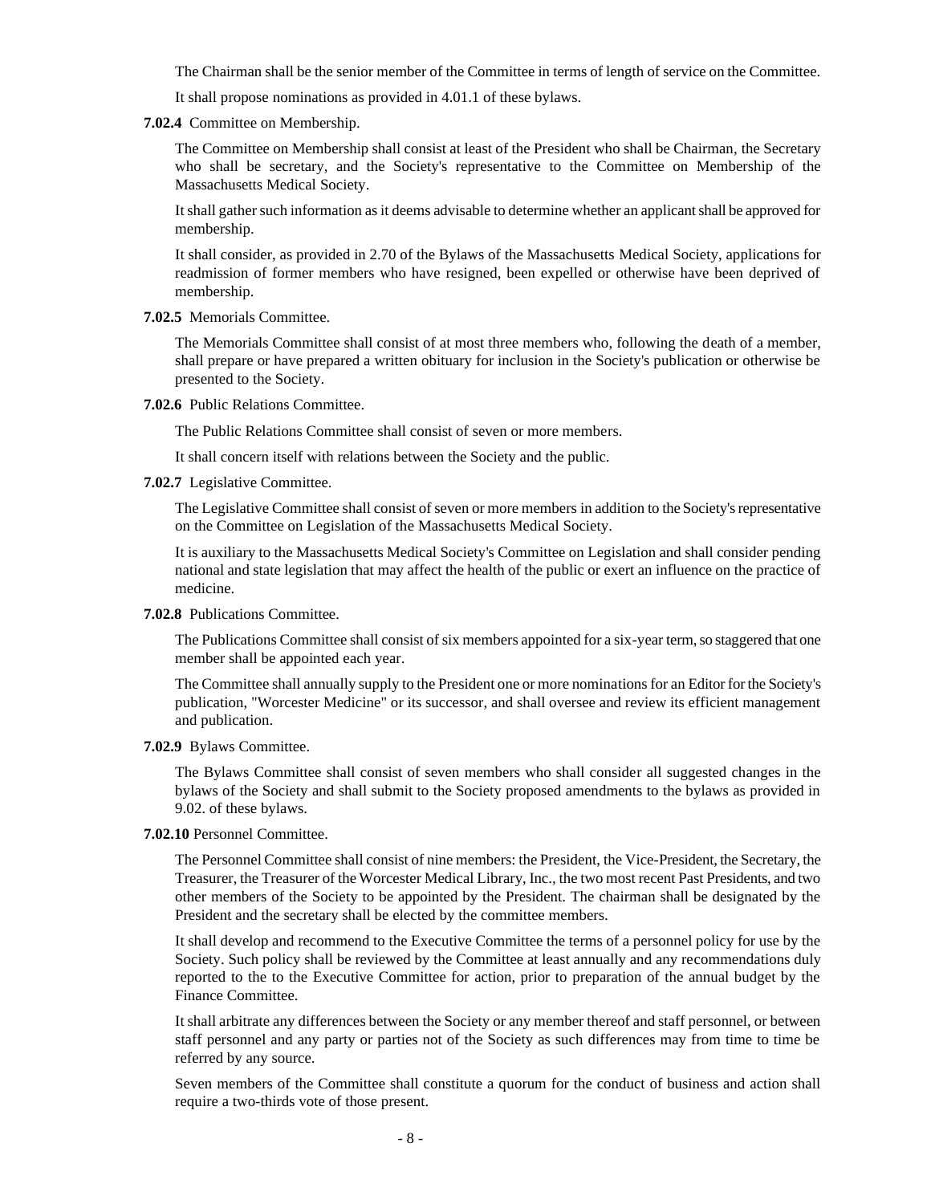The Chairman shall be the senior member of the Committee in terms of length of service on the Committee.

It shall propose nominations as provided in 4.01.1 of these bylaws.

**7.02.4** Committee on Membership.

The Committee on Membership shall consist at least of the President who shall be Chairman, the Secretary who shall be secretary, and the Society's representative to the Committee on Membership of the Massachusetts Medical Society.

It shall gather such information as it deems advisable to determine whether an applicant shall be approved for membership.

It shall consider, as provided in 2.70 of the Bylaws of the Massachusetts Medical Society, applications for readmission of former members who have resigned, been expelled or otherwise have been deprived of membership.

**7.02.5** Memorials Committee.

The Memorials Committee shall consist of at most three members who, following the death of a member, shall prepare or have prepared a written obituary for inclusion in the Society's publication or otherwise be presented to the Society.

**7.02.6** Public Relations Committee.

The Public Relations Committee shall consist of seven or more members.

It shall concern itself with relations between the Society and the public.

**7.02.7** Legislative Committee.

The Legislative Committee shall consist of seven or more members in addition to the Society's representative on the Committee on Legislation of the Massachusetts Medical Society.

It is auxiliary to the Massachusetts Medical Society's Committee on Legislation and shall consider pending national and state legislation that may affect the health of the public or exert an influence on the practice of medicine.

**7.02.8** Publications Committee.

The Publications Committee shall consist of six members appointed for a six-year term, so staggered that one member shall be appointed each year.

The Committee shall annually supply to the President one or more nominations for an Editor for the Society's publication, "Worcester Medicine" or its successor, and shall oversee and review its efficient management and publication.

**7.02.9** Bylaws Committee.

The Bylaws Committee shall consist of seven members who shall consider all suggested changes in the bylaws of the Society and shall submit to the Society proposed amendments to the bylaws as provided in 9.02. of these bylaws.

**7.02.10** Personnel Committee.

The Personnel Committee shall consist of nine members: the President, the Vice-President, the Secretary, the Treasurer, the Treasurer of the Worcester Medical Library, Inc., the two most recent Past Presidents, and two other members of the Society to be appointed by the President. The chairman shall be designated by the President and the secretary shall be elected by the committee members.

It shall develop and recommend to the Executive Committee the terms of a personnel policy for use by the Society. Such policy shall be reviewed by the Committee at least annually and any recommendations duly reported to the to the Executive Committee for action, prior to preparation of the annual budget by the Finance Committee.

It shall arbitrate any differences between the Society or any member thereof and staff personnel, or between staff personnel and any party or parties not of the Society as such differences may from time to time be referred by any source.

Seven members of the Committee shall constitute a quorum for the conduct of business and action shall require a two-thirds vote of those present.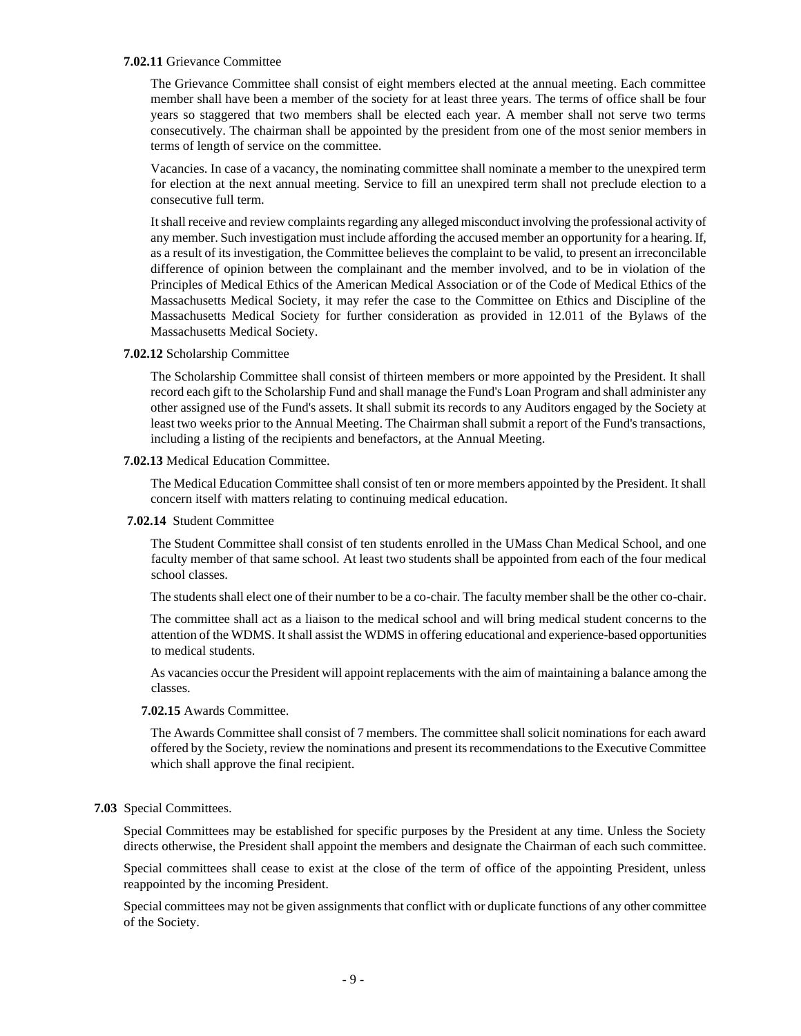**7.02.11** Grievance Committee

The Grievance Committee shall consist of eight members elected at the annual meeting. Each committee member shall have been a member of the society for at least three years. The terms of office shall be four years so staggered that two members shall be elected each year. A member shall not serve two terms consecutively. The chairman shall be appointed by the president from one of the most senior members in terms of length of service on the committee.

Vacancies. In case of a vacancy, the nominating committee shall nominate a member to the unexpired term for election at the next annual meeting. Service to fill an unexpired term shall not preclude election to a consecutive full term.

It shall receive and review complaints regarding any alleged misconduct involving the professional activity of any member. Such investigation must include affording the accused member an opportunity for a hearing. If, as a result of its investigation, the Committee believes the complaint to be valid, to present an irreconcilable difference of opinion between the complainant and the member involved, and to be in violation of the Principles of Medical Ethics of the American Medical Association or of the Code of Medical Ethics of the Massachusetts Medical Society, it may refer the case to the Committee on Ethics and Discipline of the Massachusetts Medical Society for further consideration as provided in 12.011 of the Bylaws of the Massachusetts Medical Society.

**7.02.12** Scholarship Committee

The Scholarship Committee shall consist of thirteen members or more appointed by the President. It shall record each gift to the Scholarship Fund and shall manage the Fund's Loan Program and shall administer any other assigned use of the Fund's assets. It shall submit its records to any Auditors engaged by the Society at least two weeks prior to the Annual Meeting. The Chairman shall submit a report of the Fund's transactions, including a listing of the recipients and benefactors, at the Annual Meeting.

**7.02.13** Medical Education Committee.

The Medical Education Committee shall consist of ten or more members appointed by the President. It shall concern itself with matters relating to continuing medical education.

**7.02.14** Student Committee

The Student Committee shall consist of ten students enrolled in the UMass Chan Medical School, and one faculty member of that same school. At least two students shall be appointed from each of the four medical school classes.

The students shall elect one of their number to be a co-chair. The faculty member shall be the other co-chair.

The committee shall act as a liaison to the medical school and will bring medical student concerns to the attention of the WDMS. It shall assist the WDMS in offering educational and experience-based opportunities to medical students.

As vacancies occur the President will appoint replacements with the aim of maintaining a balance among the classes.

**7.02.15** Awards Committee.

The Awards Committee shall consist of 7 members. The committee shall solicit nominations for each award offered by the Society, review the nominations and present its recommendations to the Executive Committee which shall approve the final recipient.

**7.03** Special Committees.

Special Committees may be established for specific purposes by the President at any time. Unless the Society directs otherwise, the President shall appoint the members and designate the Chairman of each such committee.

Special committees shall cease to exist at the close of the term of office of the appointing President, unless reappointed by the incoming President.

Special committees may not be given assignments that conflict with or duplicate functions of any other committee of the Society.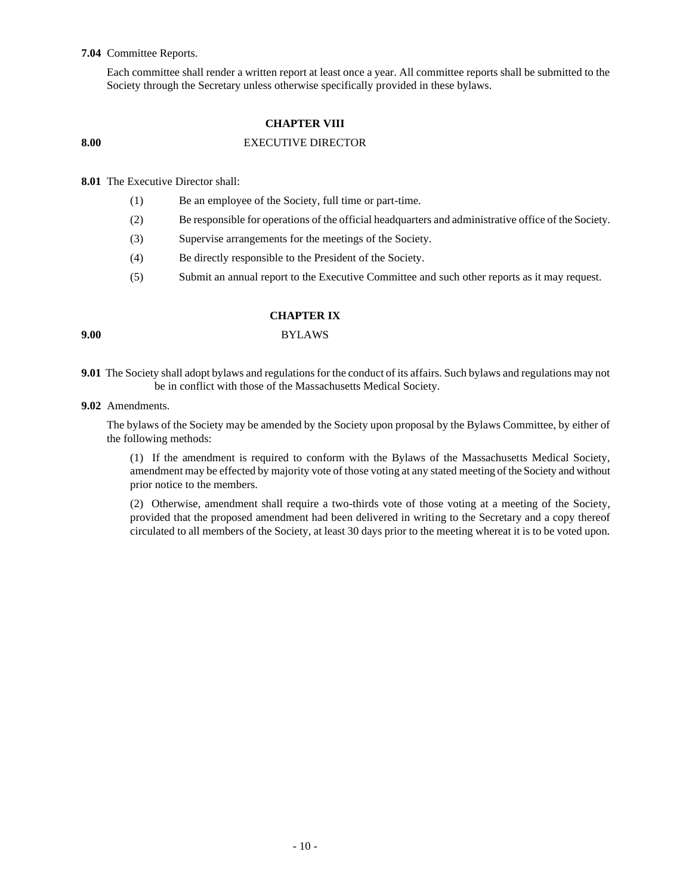**7.04** Committee Reports.

Each committee shall render a written report at least once a year. All committee reports shall be submitted to the Society through the Secretary unless otherwise specifically provided in these bylaws.

## CHAPTER VIII

**8.00** EXECUTIVE DIRECTOR

**8.01** The Executive Director shall:

(1) Be an employee of the Society, full time or part-time.

(2) Be responsible for operations of the official headquarters and administrative office of the Society.

(3) Supervise arrangements for the meetings of the Society.

(4) Be directly responsible to the President of the Society.

(5) Submit an annual report to the Executive Committee and such other reports as it may request.

## CHAPTER IX

**9.00** BYLAWS

**9.01** The Society shall adopt bylaws and regulations for the conduct of its affairs. Such bylaws and regulations may not be in conflict with those of the Massachusetts Medical Society.

**9.02** Amendments.

The bylaws of the Society may be amended by the Society upon proposal by the Bylaws Committee, by either of the following methods:

(1) If the amendment is required to conform with the Bylaws of the Massachusetts Medical Society, amendment may be effected by majority vote of those voting at any stated meeting of the Society and without prior notice to the members.

(2) Otherwise, amendment shall require a two-thirds vote of those voting at a meeting of the Society, provided that the proposed amendment had been delivered in writing to the Secretary and a copy thereof circulated to all members of the Society, at least 30 days prior to the meeting whereat it is to be voted upon.